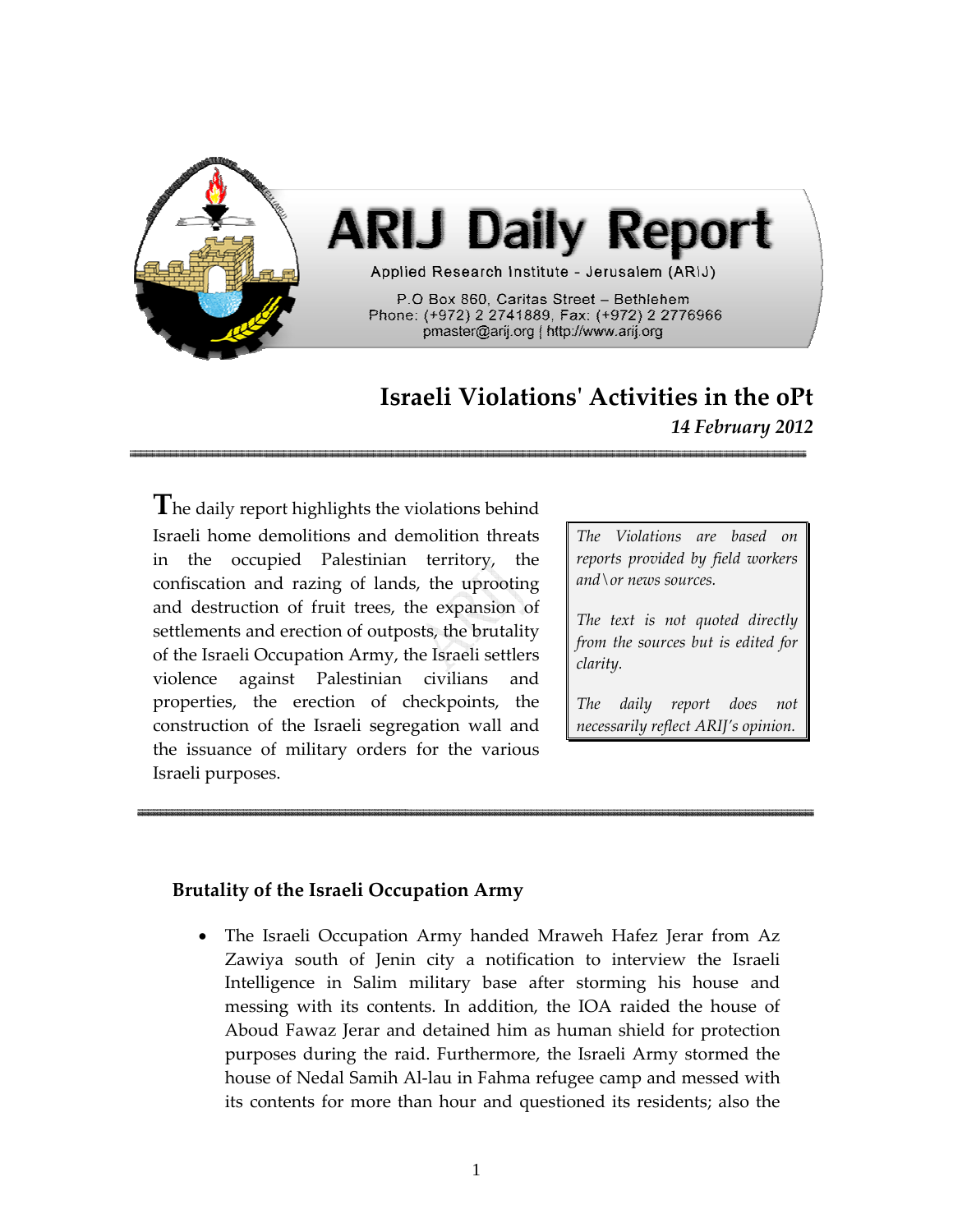# ARIJ Daily Report

Applied Research Institute - Jerusalem (ARIJ)

P.O Box 860, Caritas Street – Bethlehem
Phone: (+972) 2 2741889, Fax: (+972) 2 2776966
pmaster@arij.org | http://www.arij.org

## Israeli Violations' Activities in the oPt

*14 February 2012*

---

The daily report highlights the violations behind Israeli home demolitions and demolition threats in the occupied Palestinian territory, the confiscation and razing of lands, the uprooting and destruction of fruit trees, the expansion of settlements and erection of outposts, the brutality of the Israeli Occupation Army, the Israeli settlers violence against Palestinian civilians and properties, the erection of checkpoints, the construction of the Israeli segregation wall and the issuance of military orders for the various Israeli purposes.

> *The Violations are based on reports provided by field workers and\or news sources.*
>
> *The text is not quoted directly from the sources but is edited for clarity.*
>
> *The daily report does not necessarily reflect ARIJ's opinion.*

---

**Brutality of the Israeli Occupation Army**

- The Israeli Occupation Army handed Mraweh Hafez Jerar from Az Zawiya south of Jenin city a notification to interview the Israeli Intelligence in Salim military base after storming his house and messing with its contents. In addition, the IOA raided the house of Aboud Fawaz Jerar and detained him as human shield for protection purposes during the raid. Furthermore, the Israeli Army stormed the house of Nedal Samih Al-lau in Fahma refugee camp and messed with its contents for more than hour and questioned its residents; also the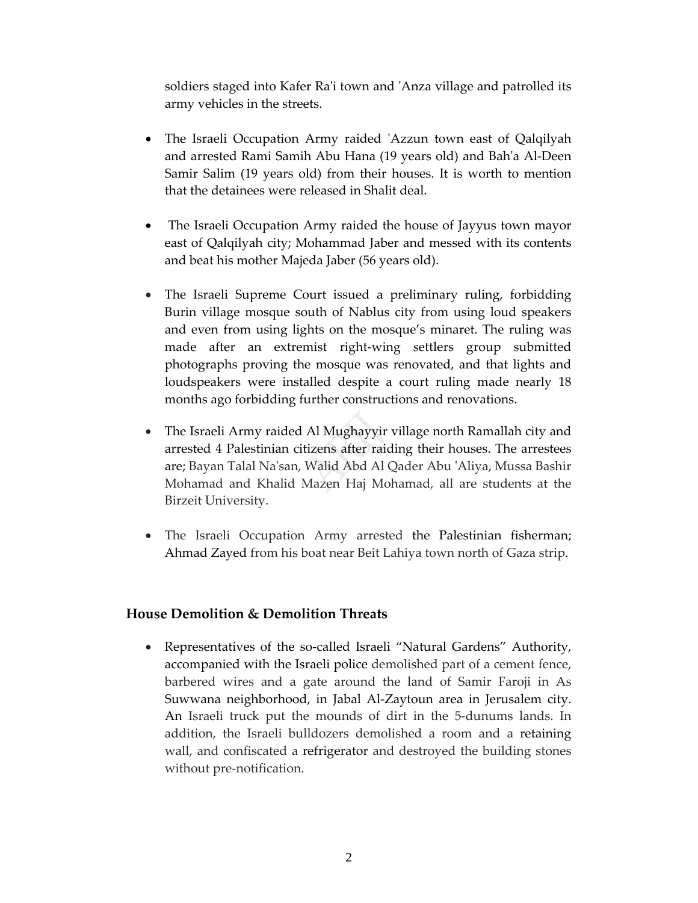soldiers staged into Kafer Ra'i town and 'Anza village and patrolled its army vehicles in the streets.

- The Israeli Occupation Army raided 'Azzun town east of Qalqilyah and arrested Rami Samih Abu Hana (19 years old) and Bah'a Al-Deen Samir Salim (19 years old) from their houses. It is worth to mention that the detainees were released in Shalit deal.

- The Israeli Occupation Army raided the house of Jayyus town mayor east of Qalqilyah city; Mohammad Jaber and messed with its contents and beat his mother Majeda Jaber (56 years old).

- The Israeli Supreme Court issued a preliminary ruling, forbidding Burin village mosque south of Nablus city from using loud speakers and even from using lights on the mosque's minaret. The ruling was made after an extremist right-wing settlers group submitted photographs proving the mosque was renovated, and that lights and loudspeakers were installed despite a court ruling made nearly 18 months ago forbidding further constructions and renovations.

- The Israeli Army raided Al Mughayyir village north Ramallah city and arrested 4 Palestinian citizens after raiding their houses. The arrestees are; Bayan Talal Na'san, Walid Abd Al Qader Abu 'Aliya, Mussa Bashir Mohamad and Khalid Mazen Haj Mohamad, all are students at the Birzeit University.

- The Israeli Occupation Army arrested the Palestinian fisherman; Ahmad Zayed from his boat near Beit Lahiya town north of Gaza strip.

## House Demolition & Demolition Threats

- Representatives of the so-called Israeli "Natural Gardens" Authority, accompanied with the Israeli police demolished part of a cement fence, barbered wires and a gate around the land of Samir Faroji in As Suwwana neighborhood, in Jabal Al-Zaytoun area in Jerusalem city. An Israeli truck put the mounds of dirt in the 5-dunums lands. In addition, the Israeli bulldozers demolished a room and a retaining wall, and confiscated a refrigerator and destroyed the building stones without pre-notification.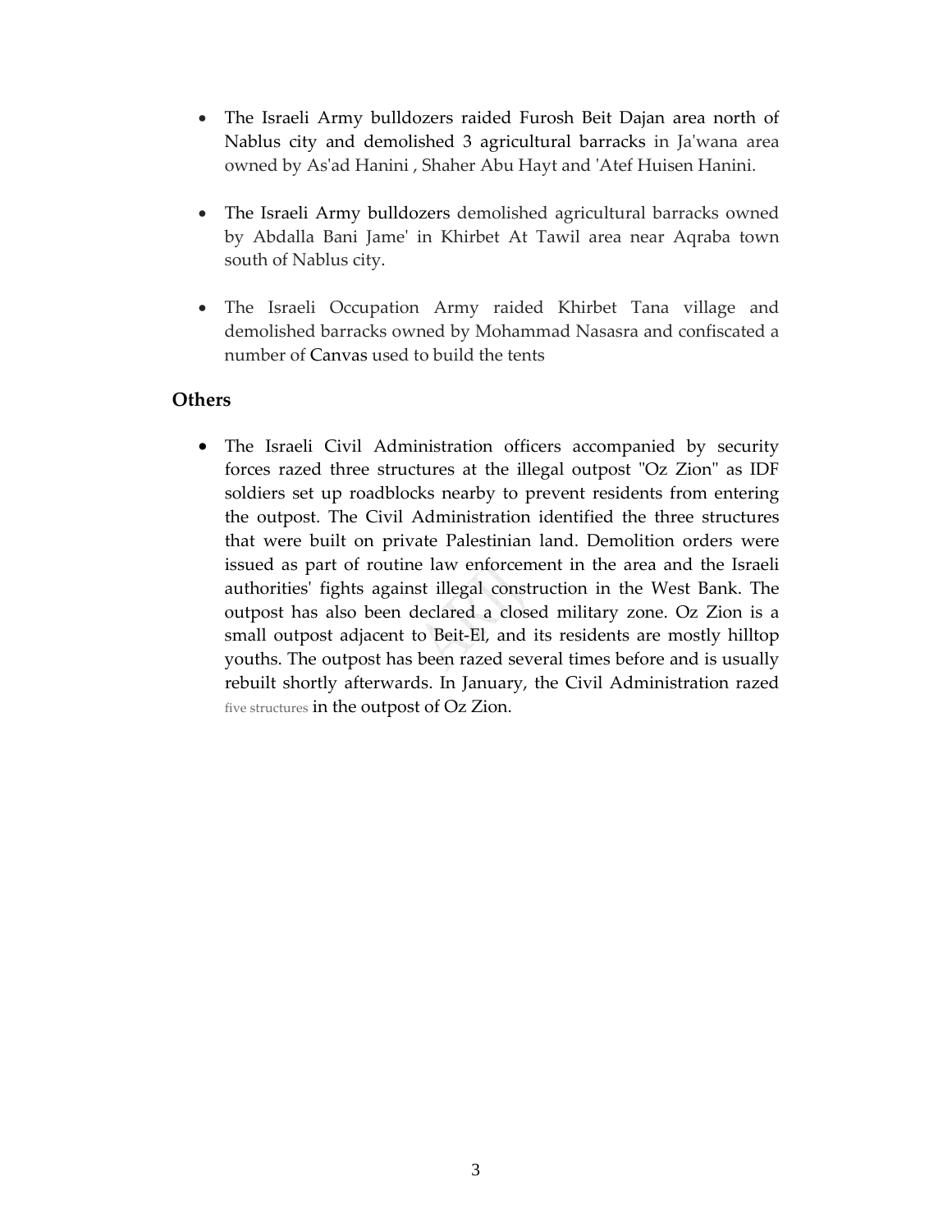- The Israeli Army bulldozers raided Furosh Beit Dajan area north of Nablus city and demolished 3 agricultural barracks in Ja'wana area owned by As'ad Hanini , Shaher Abu Hayt and 'Atef Huisen Hanini.

- The Israeli Army bulldozers demolished agricultural barracks owned by Abdalla Bani Jame' in Khirbet At Tawil area near Aqraba town south of Nablus city.

- The Israeli Occupation Army raided Khirbet Tana village and demolished barracks owned by Mohammad Nasasra and confiscated a number of Canvas used to build the tents

### Others

- The Israeli Civil Administration officers accompanied by security forces razed three structures at the illegal outpost "Oz Zion" as IDF soldiers set up roadblocks nearby to prevent residents from entering the outpost. The Civil Administration identified the three structures that were built on private Palestinian land. Demolition orders were issued as part of routine law enforcement in the area and the Israeli authorities' fights against illegal construction in the West Bank. The outpost has also been declared a closed military zone. Oz Zion is a small outpost adjacent to Beit-El, and its residents are mostly hilltop youths. The outpost has been razed several times before and is usually rebuilt shortly afterwards. In January, the Civil Administration razed five structures in the outpost of Oz Zion.